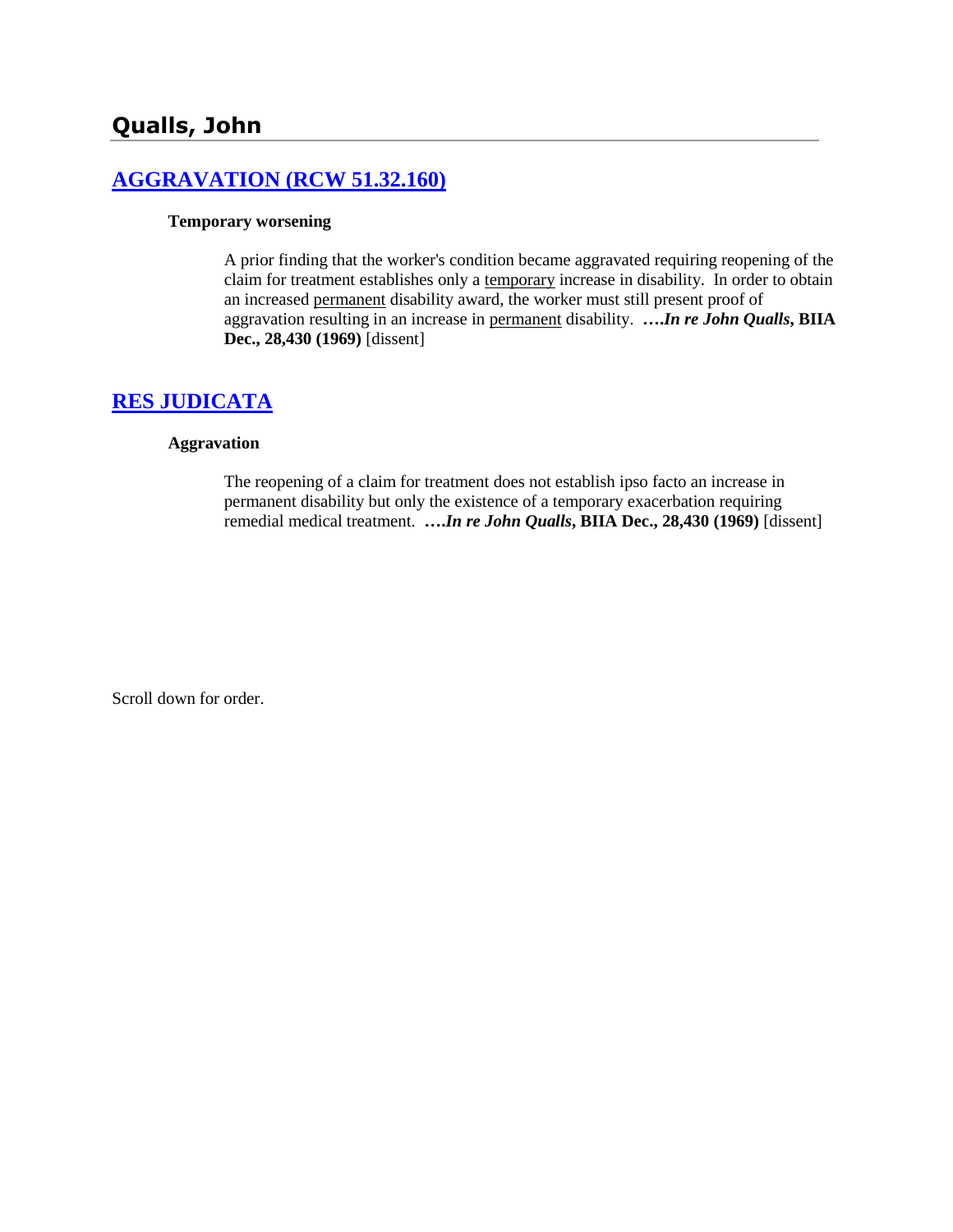## Qualls, John

## [AGGRAVATION (RCW 51.32.160)]

**Temporary worsening**

A prior finding that the worker's condition became aggravated requiring reopening of the claim for treatment establishes only a <u>temporary</u> increase in disability. In order to obtain an increased <u>permanent</u> disability award, the worker must still present proof of aggravation resulting in an increase in <u>permanent</u> disability. ***….In re John Qualls*, BIIA Dec., 28,430 (1969)** [dissent]

## [RES JUDICATA]

**Aggravation**

The reopening of a claim for treatment does not establish ipso facto an increase in permanent disability but only the existence of a temporary exacerbation requiring remedial medical treatment. ***….In re John Qualls*, BIIA Dec., 28,430 (1969)** [dissent]

Scroll down for order.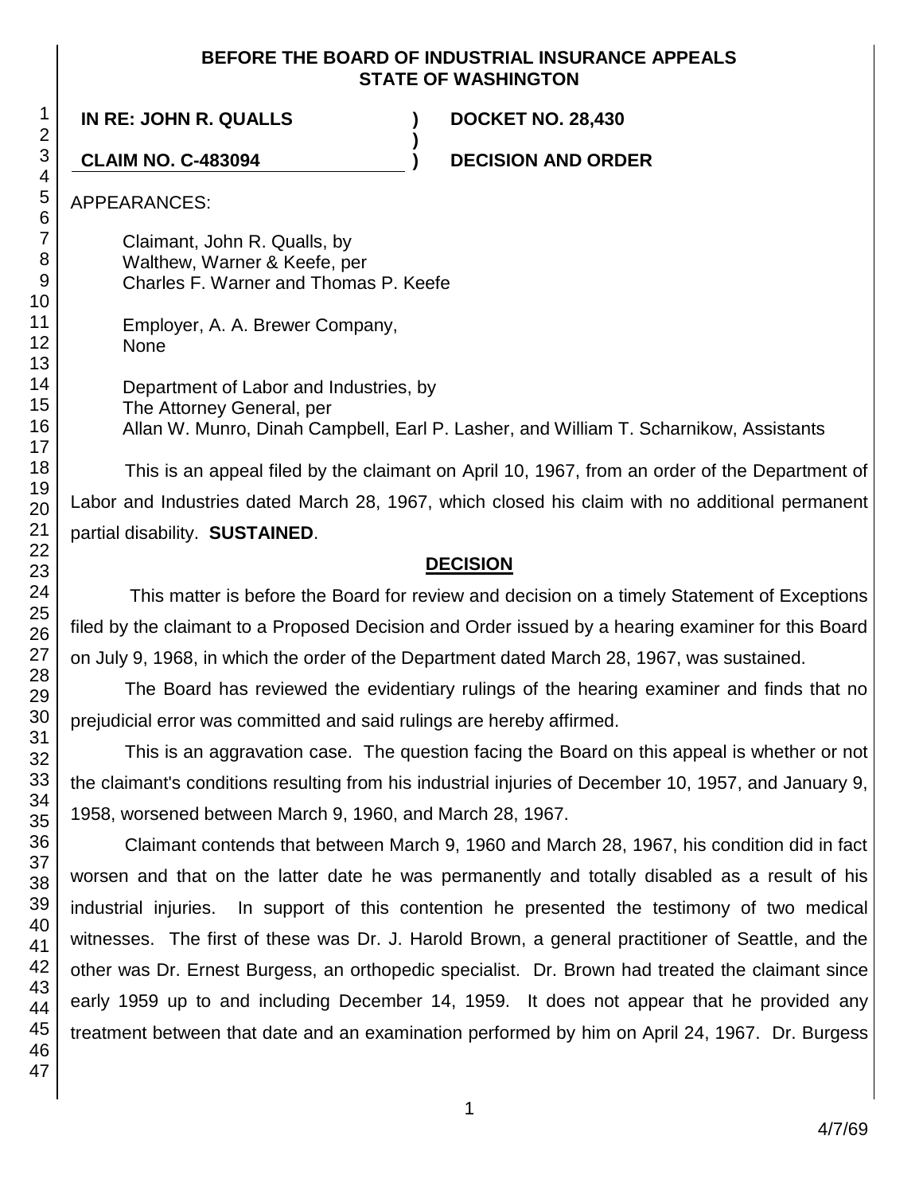**BEFORE THE BOARD OF INDUSTRIAL INSURANCE APPEALS**
**STATE OF WASHINGTON**

| | | |
|---|---|---|
| **IN RE: JOHN R. QUALLS** | **)** | **DOCKET NO. 28,430** |
| | **)** | |
| **CLAIM NO. C-483094** | **)** | **DECISION AND ORDER** |

APPEARANCES:

Claimant, John R. Qualls, by
Walthew, Warner & Keefe, per
Charles F. Warner and Thomas P. Keefe

Employer, A. A. Brewer Company,
None

Department of Labor and Industries, by
The Attorney General, per
Allan W. Munro, Dinah Campbell, Earl P. Lasher, and William T. Scharnikow, Assistants

This is an appeal filed by the claimant on April 10, 1967, from an order of the Department of Labor and Industries dated March 28, 1967, which closed his claim with no additional permanent partial disability. **SUSTAINED**.

## DECISION

This matter is before the Board for review and decision on a timely Statement of Exceptions filed by the claimant to a Proposed Decision and Order issued by a hearing examiner for this Board on July 9, 1968, in which the order of the Department dated March 28, 1967, was sustained.

The Board has reviewed the evidentiary rulings of the hearing examiner and finds that no prejudicial error was committed and said rulings are hereby affirmed.

This is an aggravation case. The question facing the Board on this appeal is whether or not the claimant's conditions resulting from his industrial injuries of December 10, 1957, and January 9, 1958, worsened between March 9, 1960, and March 28, 1967.

Claimant contends that between March 9, 1960 and March 28, 1967, his condition did in fact worsen and that on the latter date he was permanently and totally disabled as a result of his industrial injuries. In support of this contention he presented the testimony of two medical witnesses. The first of these was Dr. J. Harold Brown, a general practitioner of Seattle, and the other was Dr. Ernest Burgess, an orthopedic specialist. Dr. Brown had treated the claimant since early 1959 up to and including December 14, 1959. It does not appear that he provided any treatment between that date and an examination performed by him on April 24, 1967. Dr. Burgess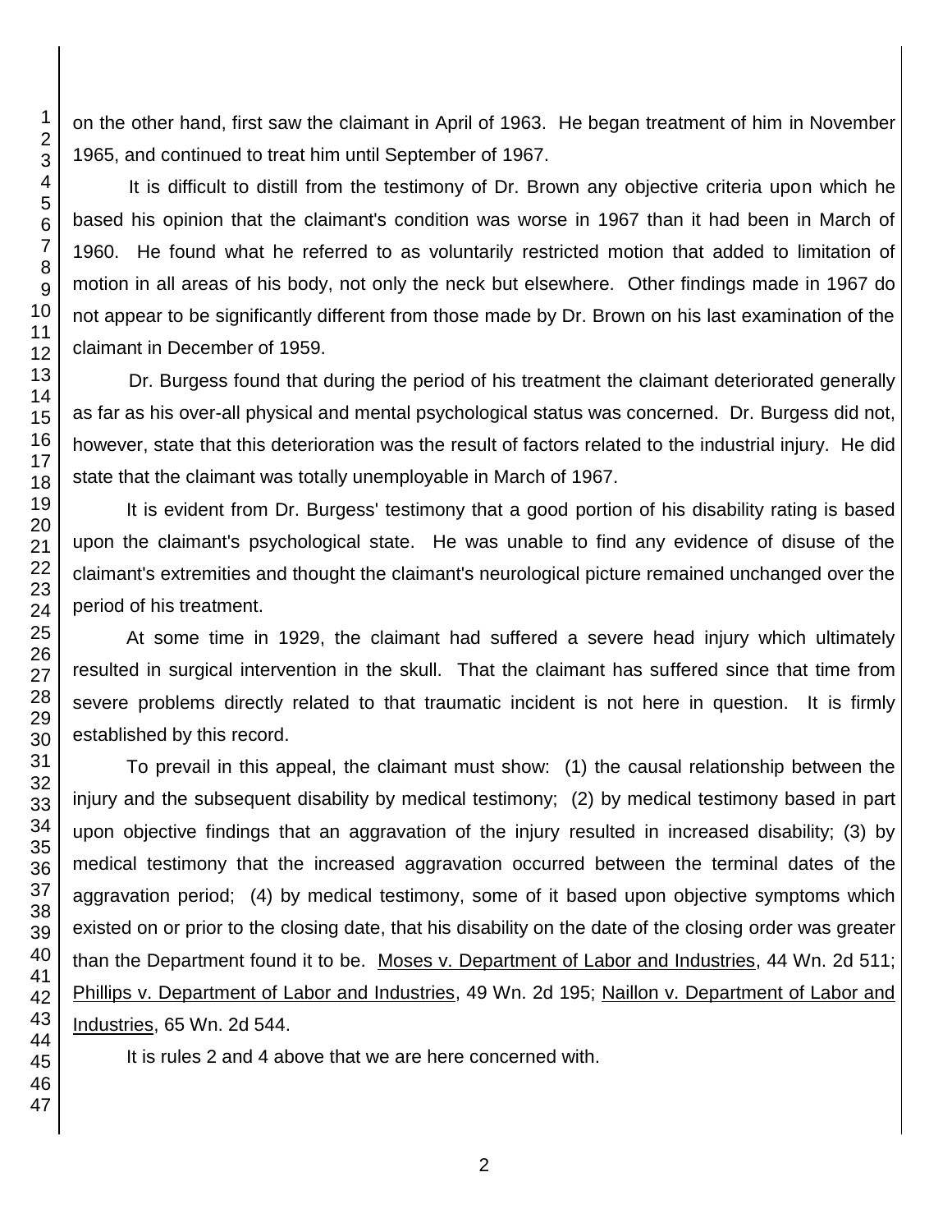on the other hand, first saw the claimant in April of 1963. He began treatment of him in November 1965, and continued to treat him until September of 1967.

It is difficult to distill from the testimony of Dr. Brown any objective criteria upon which he based his opinion that the claimant's condition was worse in 1967 than it had been in March of 1960. He found what he referred to as voluntarily restricted motion that added to limitation of motion in all areas of his body, not only the neck but elsewhere. Other findings made in 1967 do not appear to be significantly different from those made by Dr. Brown on his last examination of the claimant in December of 1959.

Dr. Burgess found that during the period of his treatment the claimant deteriorated generally as far as his over-all physical and mental psychological status was concerned. Dr. Burgess did not, however, state that this deterioration was the result of factors related to the industrial injury. He did state that the claimant was totally unemployable in March of 1967.

It is evident from Dr. Burgess' testimony that a good portion of his disability rating is based upon the claimant's psychological state. He was unable to find any evidence of disuse of the claimant's extremities and thought the claimant's neurological picture remained unchanged over the period of his treatment.

At some time in 1929, the claimant had suffered a severe head injury which ultimately resulted in surgical intervention in the skull. That the claimant has suffered since that time from severe problems directly related to that traumatic incident is not here in question. It is firmly established by this record.

To prevail in this appeal, the claimant must show: (1) the causal relationship between the injury and the subsequent disability by medical testimony; (2) by medical testimony based in part upon objective findings that an aggravation of the injury resulted in increased disability; (3) by medical testimony that the increased aggravation occurred between the terminal dates of the aggravation period; (4) by medical testimony, some of it based upon objective symptoms which existed on or prior to the closing date, that his disability on the date of the closing order was greater than the Department found it to be. Moses v. Department of Labor and Industries, 44 Wn. 2d 511; Phillips v. Department of Labor and Industries, 49 Wn. 2d 195; Naillon v. Department of Labor and Industries, 65 Wn. 2d 544.

It is rules 2 and 4 above that we are here concerned with.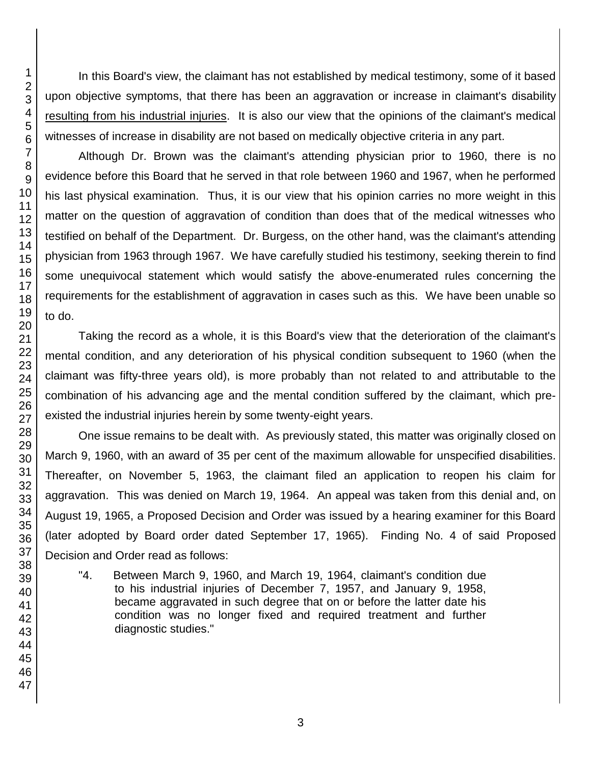In this Board's view, the claimant has not established by medical testimony, some of it based upon objective symptoms, that there has been an aggravation or increase in claimant's disability resulting from his industrial injuries. It is also our view that the opinions of the claimant's medical witnesses of increase in disability are not based on medically objective criteria in any part.

Although Dr. Brown was the claimant's attending physician prior to 1960, there is no evidence before this Board that he served in that role between 1960 and 1967, when he performed his last physical examination. Thus, it is our view that his opinion carries no more weight in this matter on the question of aggravation of condition than does that of the medical witnesses who testified on behalf of the Department. Dr. Burgess, on the other hand, was the claimant's attending physician from 1963 through 1967. We have carefully studied his testimony, seeking therein to find some unequivocal statement which would satisfy the above-enumerated rules concerning the requirements for the establishment of aggravation in cases such as this. We have been unable so to do.

Taking the record as a whole, it is this Board's view that the deterioration of the claimant's mental condition, and any deterioration of his physical condition subsequent to 1960 (when the claimant was fifty-three years old), is more probably than not related to and attributable to the combination of his advancing age and the mental condition suffered by the claimant, which pre-existed the industrial injuries herein by some twenty-eight years.

One issue remains to be dealt with. As previously stated, this matter was originally closed on March 9, 1960, with an award of 35 per cent of the maximum allowable for unspecified disabilities. Thereafter, on November 5, 1963, the claimant filed an application to reopen his claim for aggravation. This was denied on March 19, 1964. An appeal was taken from this denial and, on August 19, 1965, a Proposed Decision and Order was issued by a hearing examiner for this Board (later adopted by Board order dated September 17, 1965). Finding No. 4 of said Proposed Decision and Order read as follows:

> "4. Between March 9, 1960, and March 19, 1964, claimant's condition due to his industrial injuries of December 7, 1957, and January 9, 1958, became aggravated in such degree that on or before the latter date his condition was no longer fixed and required treatment and further diagnostic studies."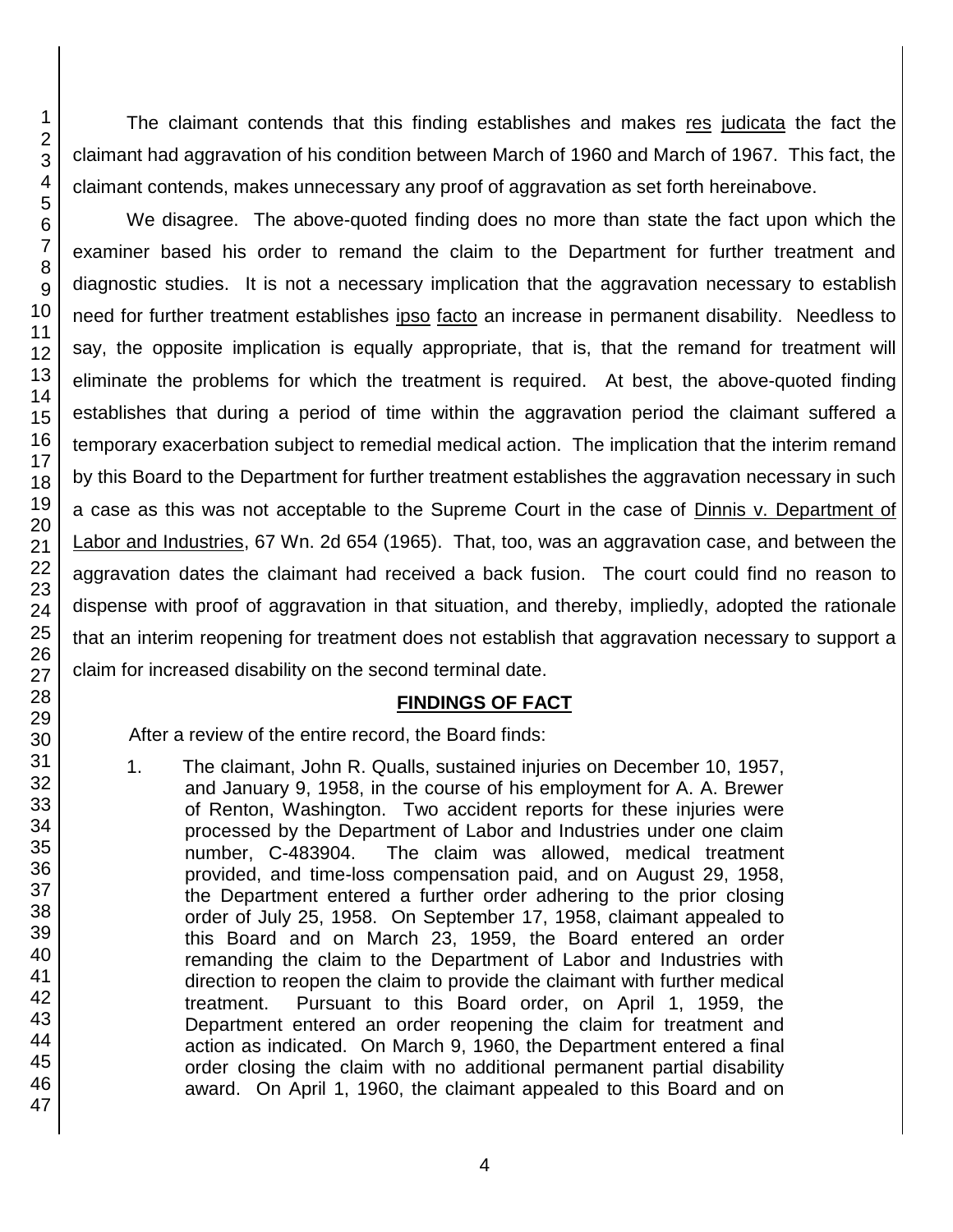The claimant contends that this finding establishes and makes res judicata the fact the claimant had aggravation of his condition between March of 1960 and March of 1967. This fact, the claimant contends, makes unnecessary any proof of aggravation as set forth hereinabove.

We disagree. The above-quoted finding does no more than state the fact upon which the examiner based his order to remand the claim to the Department for further treatment and diagnostic studies. It is not a necessary implication that the aggravation necessary to establish need for further treatment establishes ipso facto an increase in permanent disability. Needless to say, the opposite implication is equally appropriate, that is, that the remand for treatment will eliminate the problems for which the treatment is required. At best, the above-quoted finding establishes that during a period of time within the aggravation period the claimant suffered a temporary exacerbation subject to remedial medical action. The implication that the interim remand by this Board to the Department for further treatment establishes the aggravation necessary in such a case as this was not acceptable to the Supreme Court in the case of Dinnis v. Department of Labor and Industries, 67 Wn. 2d 654 (1965). That, too, was an aggravation case, and between the aggravation dates the claimant had received a back fusion. The court could find no reason to dispense with proof of aggravation in that situation, and thereby, impliedly, adopted the rationale that an interim reopening for treatment does not establish that aggravation necessary to support a claim for increased disability on the second terminal date.

## FINDINGS OF FACT

After a review of the entire record, the Board finds:

1. The claimant, John R. Qualls, sustained injuries on December 10, 1957, and January 9, 1958, in the course of his employment for A. A. Brewer of Renton, Washington. Two accident reports for these injuries were processed by the Department of Labor and Industries under one claim number, C-483904. The claim was allowed, medical treatment provided, and time-loss compensation paid, and on August 29, 1958, the Department entered a further order adhering to the prior closing order of July 25, 1958. On September 17, 1958, claimant appealed to this Board and on March 23, 1959, the Board entered an order remanding the claim to the Department of Labor and Industries with direction to reopen the claim to provide the claimant with further medical treatment. Pursuant to this Board order, on April 1, 1959, the Department entered an order reopening the claim for treatment and action as indicated. On March 9, 1960, the Department entered a final order closing the claim with no additional permanent partial disability award. On April 1, 1960, the claimant appealed to this Board and on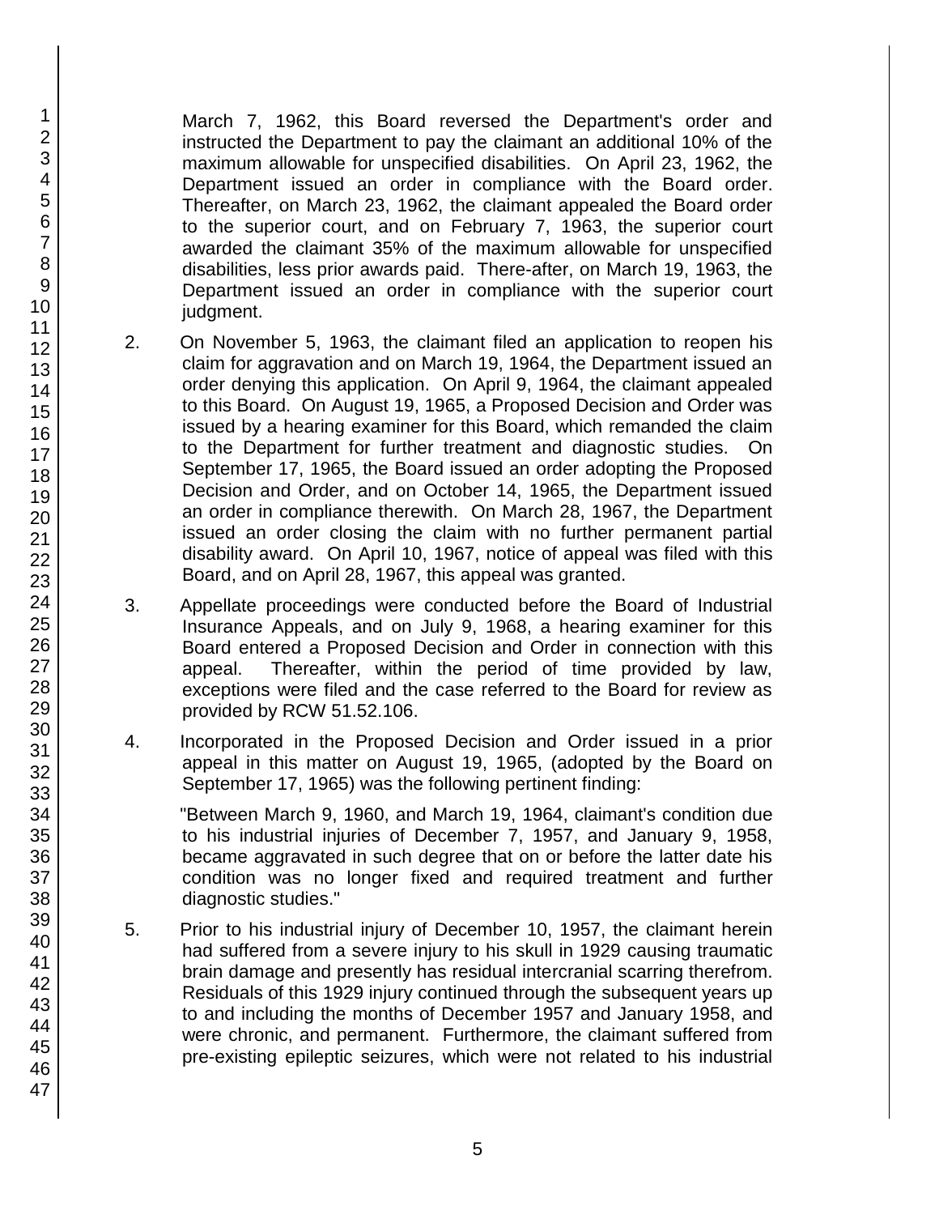March 7, 1962, this Board reversed the Department's order and instructed the Department to pay the claimant an additional 10% of the maximum allowable for unspecified disabilities. On April 23, 1962, the Department issued an order in compliance with the Board order. Thereafter, on March 23, 1962, the claimant appealed the Board order to the superior court, and on February 7, 1963, the superior court awarded the claimant 35% of the maximum allowable for unspecified disabilities, less prior awards paid. There-after, on March 19, 1963, the Department issued an order in compliance with the superior court judgment.

2. On November 5, 1963, the claimant filed an application to reopen his claim for aggravation and on March 19, 1964, the Department issued an order denying this application. On April 9, 1964, the claimant appealed to this Board. On August 19, 1965, a Proposed Decision and Order was issued by a hearing examiner for this Board, which remanded the claim to the Department for further treatment and diagnostic studies. On September 17, 1965, the Board issued an order adopting the Proposed Decision and Order, and on October 14, 1965, the Department issued an order in compliance therewith. On March 28, 1967, the Department issued an order closing the claim with no further permanent partial disability award. On April 10, 1967, notice of appeal was filed with this Board, and on April 28, 1967, this appeal was granted.

3. Appellate proceedings were conducted before the Board of Industrial Insurance Appeals, and on July 9, 1968, a hearing examiner for this Board entered a Proposed Decision and Order in connection with this appeal. Thereafter, within the period of time provided by law, exceptions were filed and the case referred to the Board for review as provided by RCW 51.52.106.

4. Incorporated in the Proposed Decision and Order issued in a prior appeal in this matter on August 19, 1965, (adopted by the Board on September 17, 1965) was the following pertinent finding:

   "Between March 9, 1960, and March 19, 1964, claimant's condition due to his industrial injuries of December 7, 1957, and January 9, 1958, became aggravated in such degree that on or before the latter date his condition was no longer fixed and required treatment and further diagnostic studies."

5. Prior to his industrial injury of December 10, 1957, the claimant herein had suffered from a severe injury to his skull in 1929 causing traumatic brain damage and presently has residual intercranial scarring therefrom. Residuals of this 1929 injury continued through the subsequent years up to and including the months of December 1957 and January 1958, and were chronic, and permanent. Furthermore, the claimant suffered from pre-existing epileptic seizures, which were not related to his industrial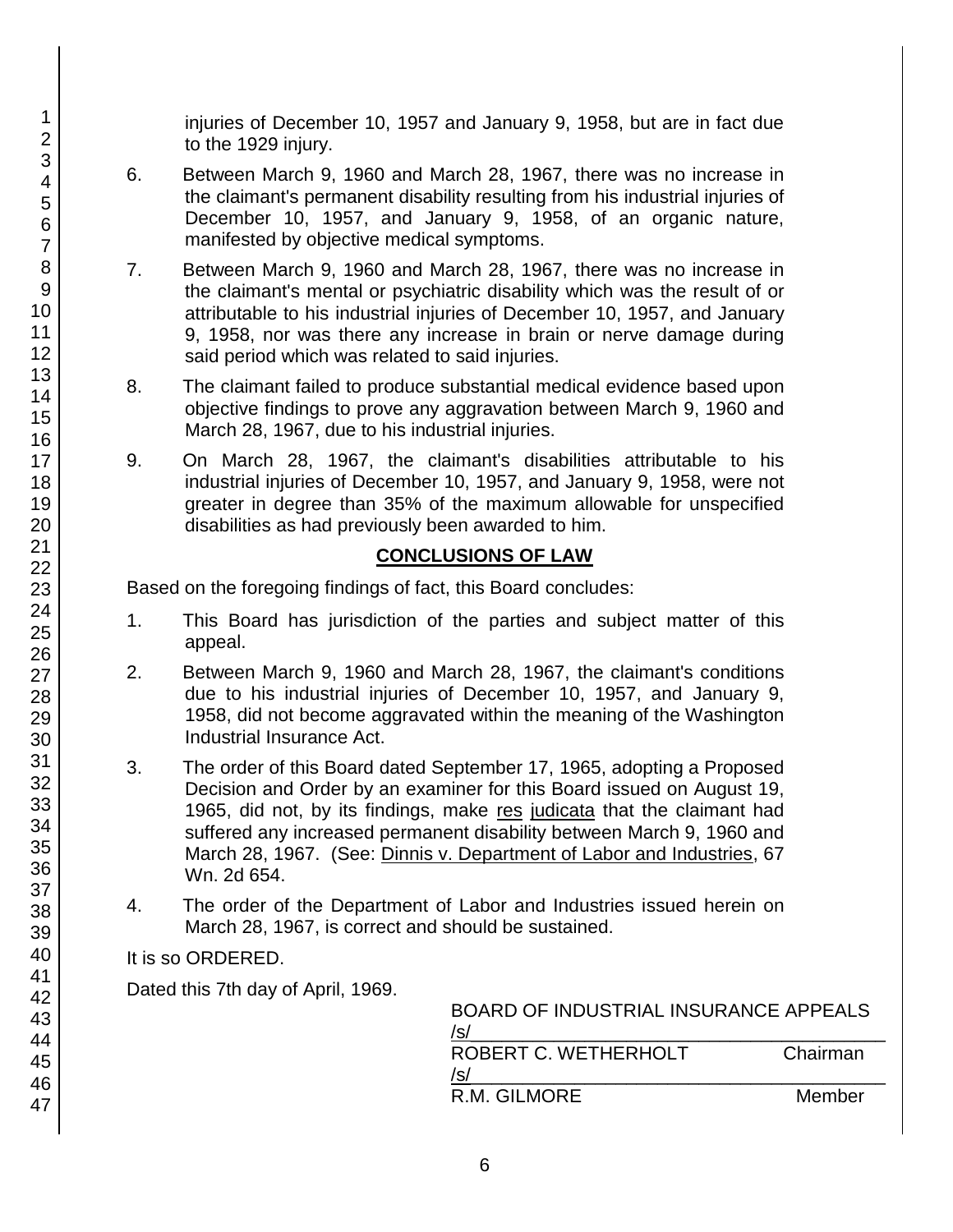injuries of December 10, 1957 and January 9, 1958, but are in fact due to the 1929 injury.

6. Between March 9, 1960 and March 28, 1967, there was no increase in the claimant's permanent disability resulting from his industrial injuries of December 10, 1957, and January 9, 1958, of an organic nature, manifested by objective medical symptoms.

7. Between March 9, 1960 and March 28, 1967, there was no increase in the claimant's mental or psychiatric disability which was the result of or attributable to his industrial injuries of December 10, 1957, and January 9, 1958, nor was there any increase in brain or nerve damage during said period which was related to said injuries.

8. The claimant failed to produce substantial medical evidence based upon objective findings to prove any aggravation between March 9, 1960 and March 28, 1967, due to his industrial injuries.

9. On March 28, 1967, the claimant's disabilities attributable to his industrial injuries of December 10, 1957, and January 9, 1958, were not greater in degree than 35% of the maximum allowable for unspecified disabilities as had previously been awarded to him.

## CONCLUSIONS OF LAW

Based on the foregoing findings of fact, this Board concludes:

1. This Board has jurisdiction of the parties and subject matter of this appeal.

2. Between March 9, 1960 and March 28, 1967, the claimant's conditions due to his industrial injuries of December 10, 1957, and January 9, 1958, did not become aggravated within the meaning of the Washington Industrial Insurance Act.

3. The order of this Board dated September 17, 1965, adopting a Proposed Decision and Order by an examiner for this Board issued on August 19, 1965, did not, by its findings, make res judicata that the claimant had suffered any increased permanent disability between March 9, 1960 and March 28, 1967. (See: Dinnis v. Department of Labor and Industries, 67 Wn. 2d 654.

4. The order of the Department of Labor and Industries issued herein on March 28, 1967, is correct and should be sustained.

It is so ORDERED.

Dated this 7th day of April, 1969.

BOARD OF INDUSTRIAL INSURANCE APPEALS

/s/

ROBERT C. WETHERHOLT Chairman

/s/

R.M. GILMORE Member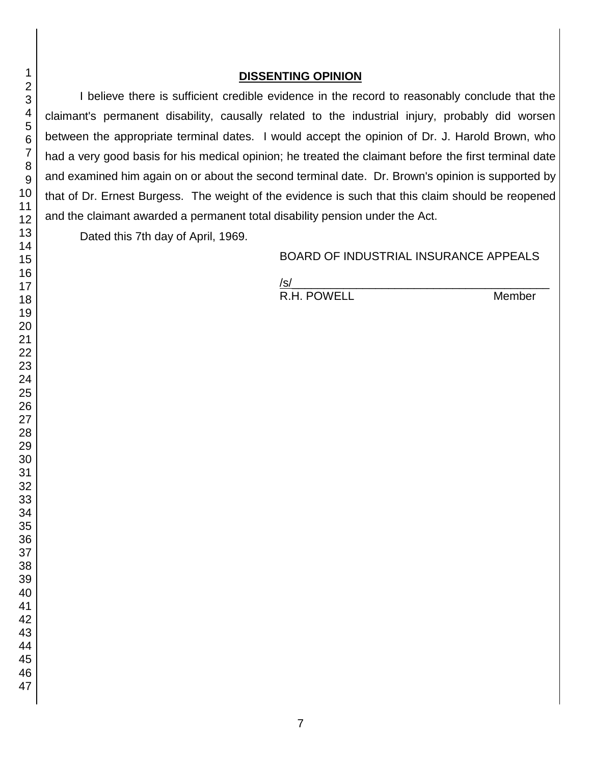**DISSENTING OPINION**

I believe there is sufficient credible evidence in the record to reasonably conclude that the claimant's permanent disability, causally related to the industrial injury, probably did worsen between the appropriate terminal dates. I would accept the opinion of Dr. J. Harold Brown, who had a very good basis for his medical opinion; he treated the claimant before the first terminal date and examined him again on or about the second terminal date. Dr. Brown's opinion is supported by that of Dr. Ernest Burgess. The weight of the evidence is such that this claim should be reopened and the claimant awarded a permanent total disability pension under the Act.

Dated this 7th day of April, 1969.

BOARD OF INDUSTRIAL INSURANCE APPEALS

/s/________________________________________
R.H. POWELL                                        Member